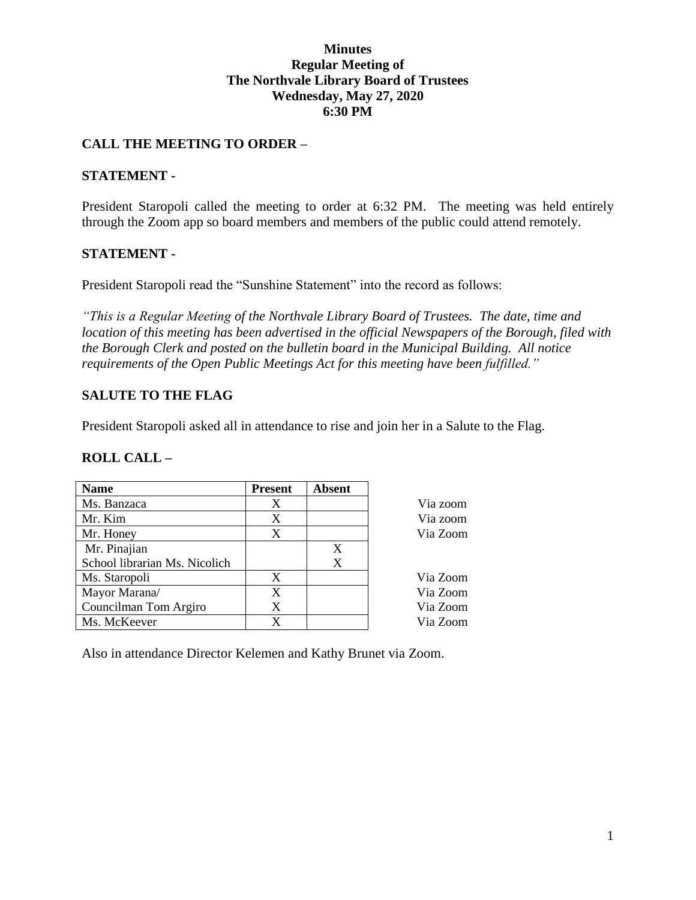**Minutes**
**Regular Meeting of**
**The Northvale Library Board of Trustees**
**Wednesday, May 27, 2020**
**6:30 PM**

## CALL THE MEETING TO ORDER –

## STATEMENT -

President Staropoli called the meeting to order at 6:32 PM. The meeting was held entirely through the Zoom app so board members and members of the public could attend remotely.

## STATEMENT -

President Staropoli read the "Sunshine Statement" into the record as follows:

*"This is a Regular Meeting of the Northvale Library Board of Trustees. The date, time and location of this meeting has been advertised in the official Newspapers of the Borough, filed with the Borough Clerk and posted on the bulletin board in the Municipal Building. All notice requirements of the Open Public Meetings Act for this meeting have been fulfilled."*

## SALUTE TO THE FLAG

President Staropoli asked all in attendance to rise and join her in a Salute to the Flag.

## ROLL CALL –

| Name | Present | Absent | |
|---|---|---|---|
| Ms. Banzaca | X | | Via zoom |
| Mr. Kim | X | | Via zoom |
| Mr. Honey | X | | Via Zoom |
| Mr. Pinajian | | X | |
| School librarian Ms. Nicolich | | X | |
| Ms. Staropoli | X | | Via Zoom |
| Mayor Marana/ | X | | Via Zoom |
| Councilman Tom Argiro | X | | Via Zoom |
| Ms. McKeever | X | | Via Zoom |

Also in attendance Director Kelemen and Kathy Brunet via Zoom.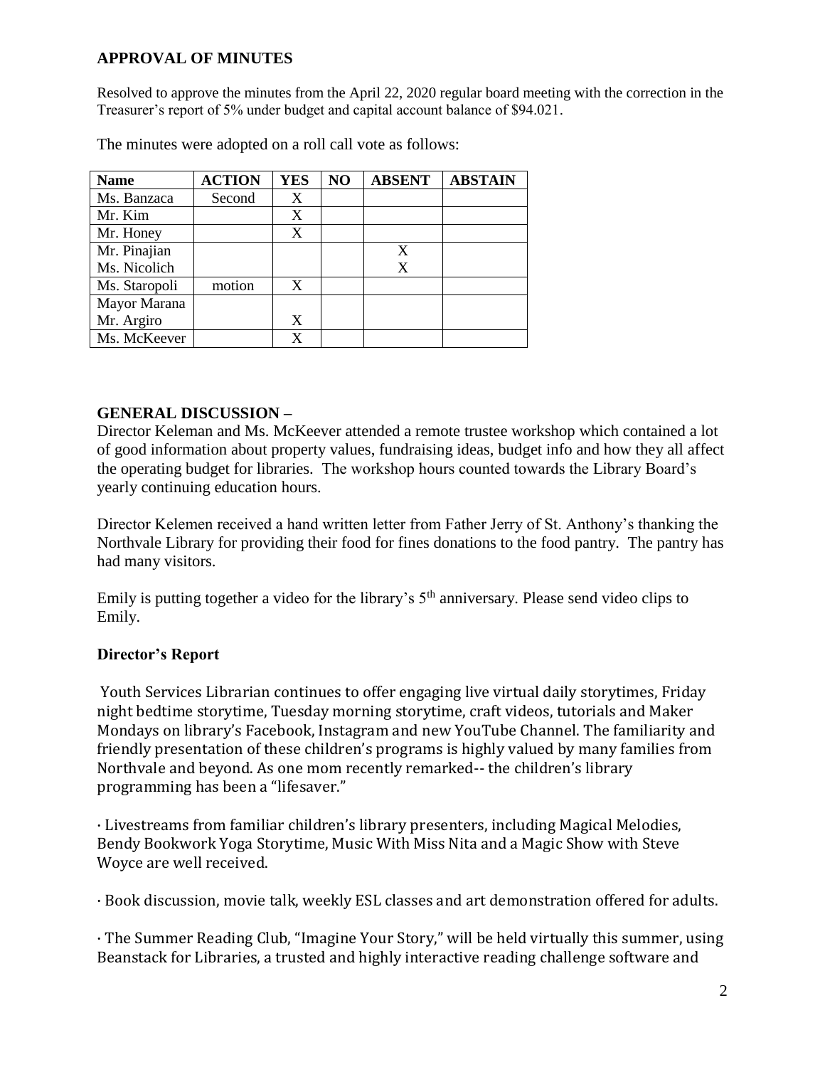## APPROVAL OF MINUTES

Resolved to approve the minutes from the April 22, 2020 regular board meeting with the correction in the Treasurer's report of 5% under budget and capital account balance of $94.021.

The minutes were adopted on a roll call vote as follows:

| Name | ACTION | YES | NO | ABSENT | ABSTAIN |
|---|---|---|---|---|---|
| Ms. Banzaca | Second | X | | | |
| Mr. Kim | | X | | | |
| Mr. Honey | | X | | | |
| Mr. Pinajian | | | | X | |
| Ms. Nicolich | | | | X | |
| Ms. Staropoli | motion | X | | | |
| Mayor Marana | | | | | |
| Mr. Argiro | | X | | | |
| Ms. McKeever | | X | | | |

## GENERAL DISCUSSION –

Director Keleman and Ms. McKeever attended a remote trustee workshop which contained a lot of good information about property values, fundraising ideas, budget info and how they all affect the operating budget for libraries. The workshop hours counted towards the Library Board's yearly continuing education hours.

Director Kelemen received a hand written letter from Father Jerry of St. Anthony's thanking the Northvale Library for providing their food for fines donations to the food pantry. The pantry has had many visitors.

Emily is putting together a video for the library's 5th anniversary. Please send video clips to Emily.

## Director's Report

Youth Services Librarian continues to offer engaging live virtual daily storytimes, Friday night bedtime storytime, Tuesday morning storytime, craft videos, tutorials and Maker Mondays on library's Facebook, Instagram and new YouTube Channel. The familiarity and friendly presentation of these children's programs is highly valued by many families from Northvale and beyond. As one mom recently remarked-- the children's library programming has been a "lifesaver."

· Livestreams from familiar children's library presenters, including Magical Melodies, Bendy Bookwork Yoga Storytime, Music With Miss Nita and a Magic Show with Steve Woyce are well received.

· Book discussion, movie talk, weekly ESL classes and art demonstration offered for adults.

· The Summer Reading Club, "Imagine Your Story," will be held virtually this summer, using Beanstack for Libraries, a trusted and highly interactive reading challenge software and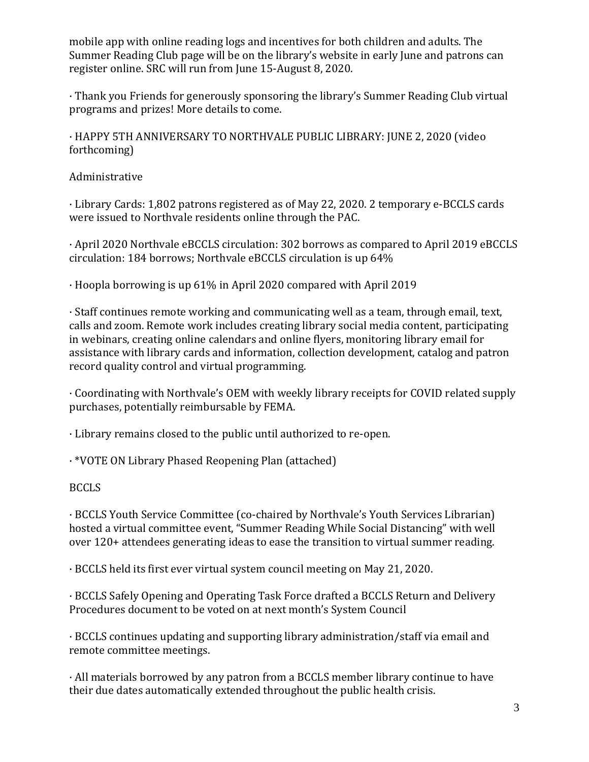mobile app with online reading logs and incentives for both children and adults. The Summer Reading Club page will be on the library's website in early June and patrons can register online. SRC will run from June 15-August 8, 2020.

· Thank you Friends for generously sponsoring the library's Summer Reading Club virtual programs and prizes! More details to come.

· HAPPY 5TH ANNIVERSARY TO NORTHVALE PUBLIC LIBRARY: JUNE 2, 2020 (video forthcoming)

Administrative

· Library Cards: 1,802 patrons registered as of May 22, 2020. 2 temporary e-BCCLS cards were issued to Northvale residents online through the PAC.

· April 2020 Northvale eBCCLS circulation: 302 borrows as compared to April 2019 eBCCLS circulation: 184 borrows; Northvale eBCCLS circulation is up 64%

· Hoopla borrowing is up 61% in April 2020 compared with April 2019

· Staff continues remote working and communicating well as a team, through email, text, calls and zoom. Remote work includes creating library social media content, participating in webinars, creating online calendars and online flyers, monitoring library email for assistance with library cards and information, collection development, catalog and patron record quality control and virtual programming.

· Coordinating with Northvale's OEM with weekly library receipts for COVID related supply purchases, potentially reimbursable by FEMA.

· Library remains closed to the public until authorized to re-open.

· *VOTE ON Library Phased Reopening Plan (attached)

BCCLS

· BCCLS Youth Service Committee (co-chaired by Northvale's Youth Services Librarian) hosted a virtual committee event, "Summer Reading While Social Distancing" with well over 120+ attendees generating ideas to ease the transition to virtual summer reading.

· BCCLS held its first ever virtual system council meeting on May 21, 2020.

· BCCLS Safely Opening and Operating Task Force drafted a BCCLS Return and Delivery Procedures document to be voted on at next month's System Council

· BCCLS continues updating and supporting library administration/staff via email and remote committee meetings.

· All materials borrowed by any patron from a BCCLS member library continue to have their due dates automatically extended throughout the public health crisis.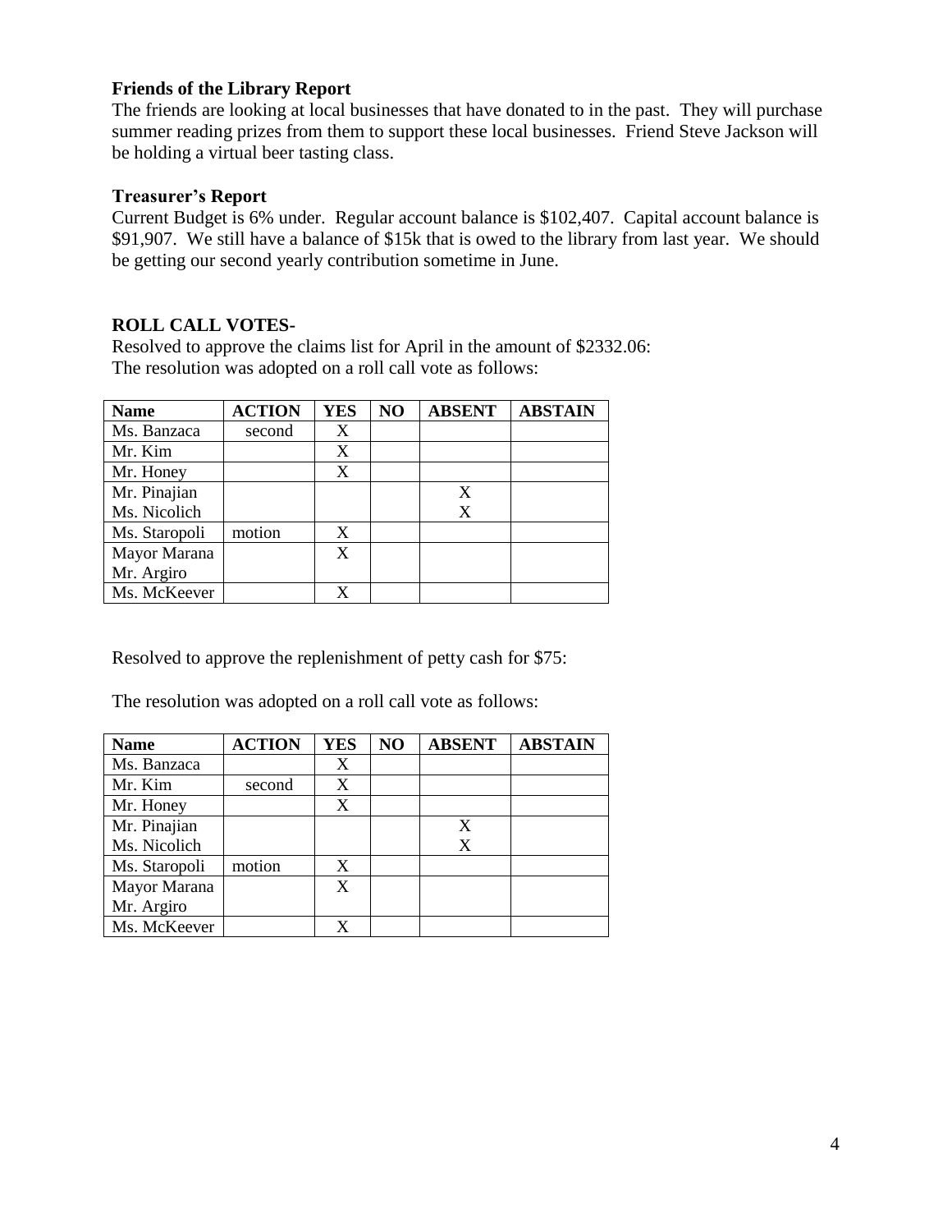**Friends of the Library Report**

The friends are looking at local businesses that have donated to in the past. They will purchase summer reading prizes from them to support these local businesses. Friend Steve Jackson will be holding a virtual beer tasting class.

**Treasurer's Report**

Current Budget is 6% under. Regular account balance is $102,407. Capital account balance is $91,907. We still have a balance of $15k that is owed to the library from last year. We should be getting our second yearly contribution sometime in June.

**ROLL CALL VOTES-**

Resolved to approve the claims list for April in the amount of $2332.06:
The resolution was adopted on a roll call vote as follows:

| Name | ACTION | YES | NO | ABSENT | ABSTAIN |
|---|---|---|---|---|---|
| Ms. Banzaca | second | X | | | |
| Mr. Kim | | X | | | |
| Mr. Honey | | X | | | |
| Mr. Pinajian | | | | X | |
| Ms. Nicolich | | | | X | |
| Ms. Staropoli | motion | X | | | |
| Mayor Marana | | X | | | |
| Mr. Argiro | | | | | |
| Ms. McKeever | | X | | | |

Resolved to approve the replenishment of petty cash for $75:

The resolution was adopted on a roll call vote as follows:

| Name | ACTION | YES | NO | ABSENT | ABSTAIN |
|---|---|---|---|---|---|
| Ms. Banzaca | | X | | | |
| Mr. Kim | second | X | | | |
| Mr. Honey | | X | | | |
| Mr. Pinajian | | | | X | |
| Ms. Nicolich | | | | X | |
| Ms. Staropoli | motion | X | | | |
| Mayor Marana | | X | | | |
| Mr. Argiro | | | | | |
| Ms. McKeever | | X | | | |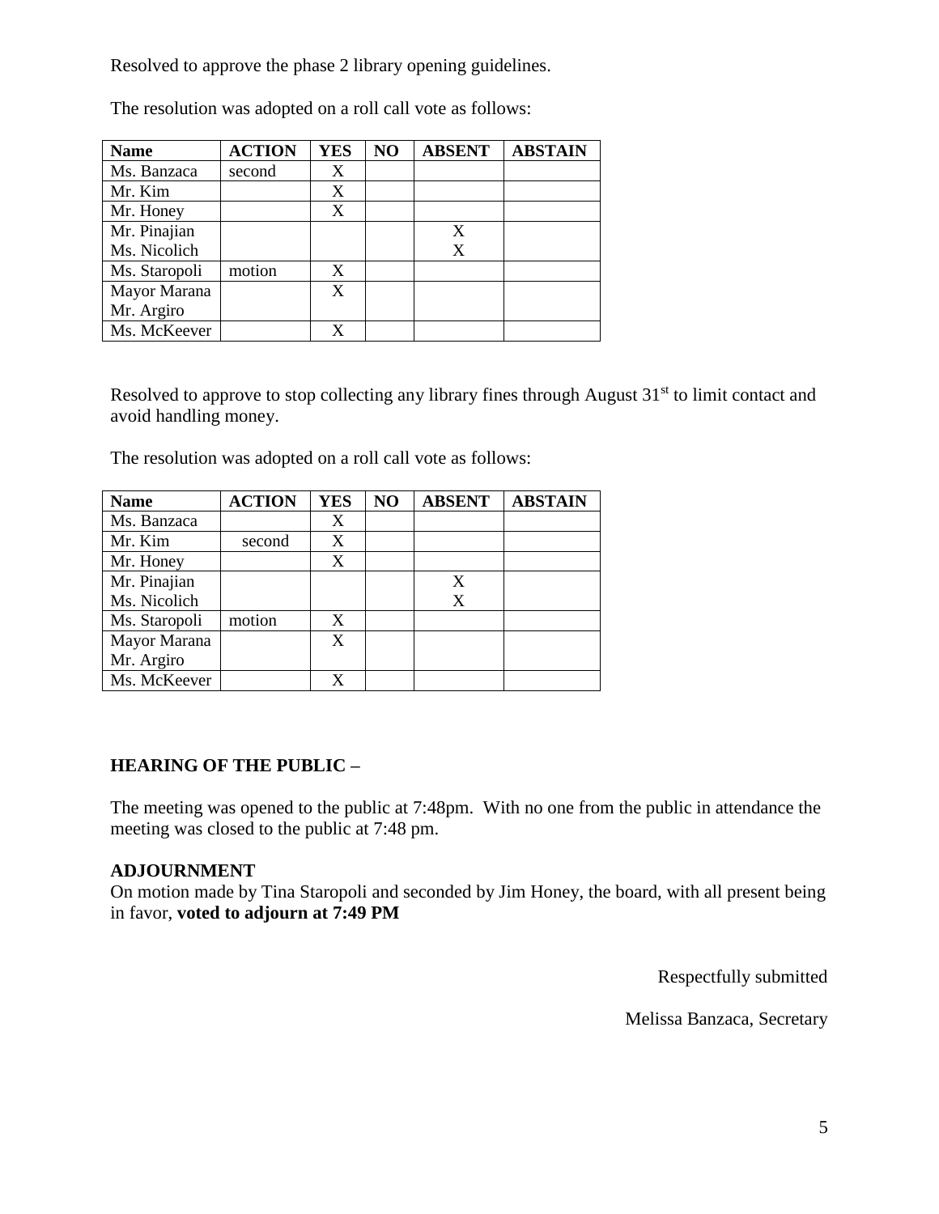Resolved to approve the phase 2 library opening guidelines.

The resolution was adopted on a roll call vote as follows:

| Name | ACTION | YES | NO | ABSENT | ABSTAIN |
|---|---|---|---|---|---|
| Ms. Banzaca | second | X | | | |
| Mr. Kim | | X | | | |
| Mr. Honey | | X | | | |
| Mr. Pinajian | | | | X | |
| Ms. Nicolich | | | | X | |
| Ms. Staropoli | motion | X | | | |
| Mayor Marana | | X | | | |
| Mr. Argiro | | | | | |
| Ms. McKeever | | X | | | |

Resolved to approve to stop collecting any library fines through August 31st to limit contact and avoid handling money.

The resolution was adopted on a roll call vote as follows:

| Name | ACTION | YES | NO | ABSENT | ABSTAIN |
|---|---|---|---|---|---|
| Ms. Banzaca | | X | | | |
| Mr. Kim | second | X | | | |
| Mr. Honey | | X | | | |
| Mr. Pinajian | | | | X | |
| Ms. Nicolich | | | | X | |
| Ms. Staropoli | motion | X | | | |
| Mayor Marana | | X | | | |
| Mr. Argiro | | | | | |
| Ms. McKeever | | X | | | |

**HEARING OF THE PUBLIC –**

The meeting was opened to the public at 7:48pm. With no one from the public in attendance the meeting was closed to the public at 7:48 pm.

**ADJOURNMENT**

On motion made by Tina Staropoli and seconded by Jim Honey, the board, with all present being in favor, **voted to adjourn at 7:49 PM**

Respectfully submitted

Melissa Banzaca, Secretary